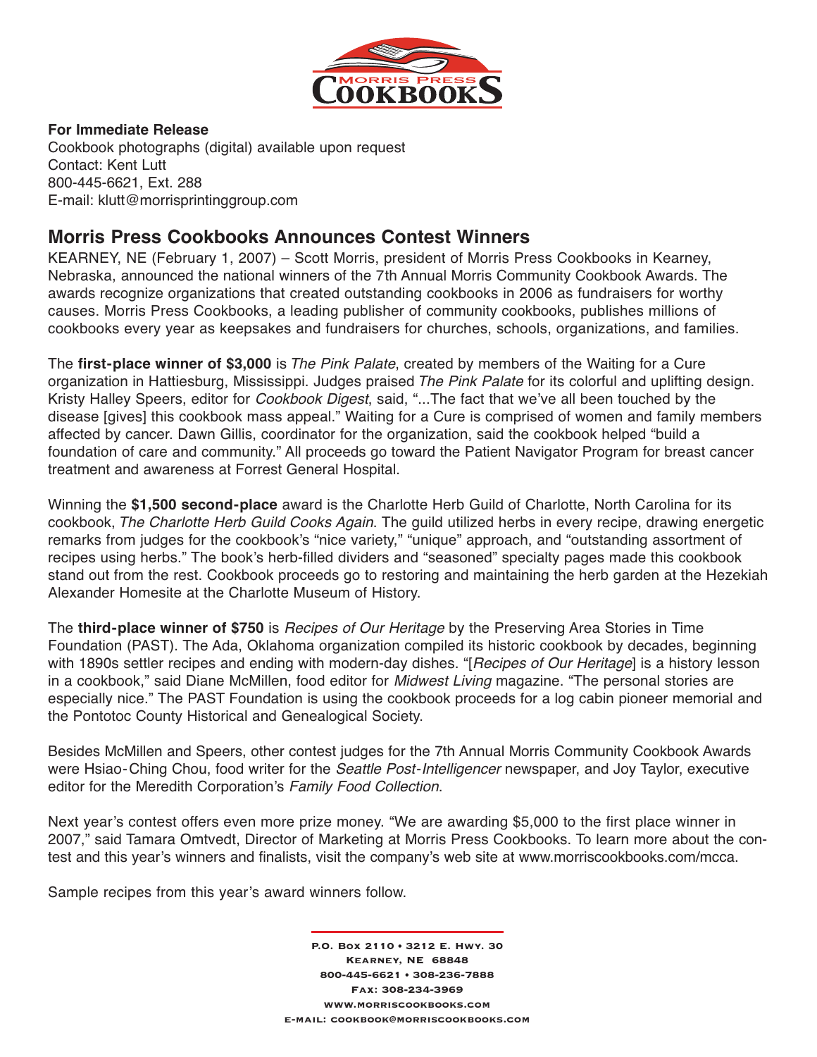**For Immediate Release**
Cookbook photographs (digital) available upon request
Contact: Kent Lutt
800-445-6621, Ext. 288
E-mail: klutt@morrisprintinggroup.com

## Morris Press Cookbooks Announces Contest Winners

KEARNEY, NE (February 1, 2007) – Scott Morris, president of Morris Press Cookbooks in Kearney, Nebraska, announced the national winners of the 7th Annual Morris Community Cookbook Awards. The awards recognize organizations that created outstanding cookbooks in 2006 as fundraisers for worthy causes. Morris Press Cookbooks, a leading publisher of community cookbooks, publishes millions of cookbooks every year as keepsakes and fundraisers for churches, schools, organizations, and families.

The **first-place winner of $3,000** is *The Pink Palate*, created by members of the Waiting for a Cure organization in Hattiesburg, Mississippi. Judges praised *The Pink Palate* for its colorful and uplifting design. Kristy Halley Speers, editor for *Cookbook Digest*, said, "...The fact that we've all been touched by the disease [gives] this cookbook mass appeal." Waiting for a Cure is comprised of women and family members affected by cancer. Dawn Gillis, coordinator for the organization, said the cookbook helped "build a foundation of care and community." All proceeds go toward the Patient Navigator Program for breast cancer treatment and awareness at Forrest General Hospital.

Winning the **$1,500 second-place** award is the Charlotte Herb Guild of Charlotte, North Carolina for its cookbook, *The Charlotte Herb Guild Cooks Again*. The guild utilized herbs in every recipe, drawing energetic remarks from judges for the cookbook's "nice variety," "unique" approach, and "outstanding assortment of recipes using herbs." The book's herb-filled dividers and "seasoned" specialty pages made this cookbook stand out from the rest. Cookbook proceeds go to restoring and maintaining the herb garden at the Hezekiah Alexander Homesite at the Charlotte Museum of History.

The **third-place winner of $750** is *Recipes of Our Heritage* by the Preserving Area Stories in Time Foundation (PAST). The Ada, Oklahoma organization compiled its historic cookbook by decades, beginning with 1890s settler recipes and ending with modern-day dishes. "[*Recipes of Our Heritage*] is a history lesson in a cookbook," said Diane McMillen, food editor for *Midwest Living* magazine. "The personal stories are especially nice." The PAST Foundation is using the cookbook proceeds for a log cabin pioneer memorial and the Pontotoc County Historical and Genealogical Society.

Besides McMillen and Speers, other contest judges for the 7th Annual Morris Community Cookbook Awards were Hsiao-Ching Chou, food writer for the *Seattle Post-Intelligencer* newspaper, and Joy Taylor, executive editor for the Meredith Corporation's *Family Food Collection*.

Next year's contest offers even more prize money. "We are awarding $5,000 to the first place winner in 2007," said Tamara Omtvedt, Director of Marketing at Morris Press Cookbooks. To learn more about the contest and this year's winners and finalists, visit the company's web site at www.morriscookbooks.com/mcca.

Sample recipes from this year's award winners follow.

P.O. Box 2110 • 3212 E. Hwy. 30
Kearney, NE 68848
800-445-6621 • 308-236-7888
Fax: 308-234-3969
www.morriscookbooks.com
e-mail: cookbook@morriscookbooks.com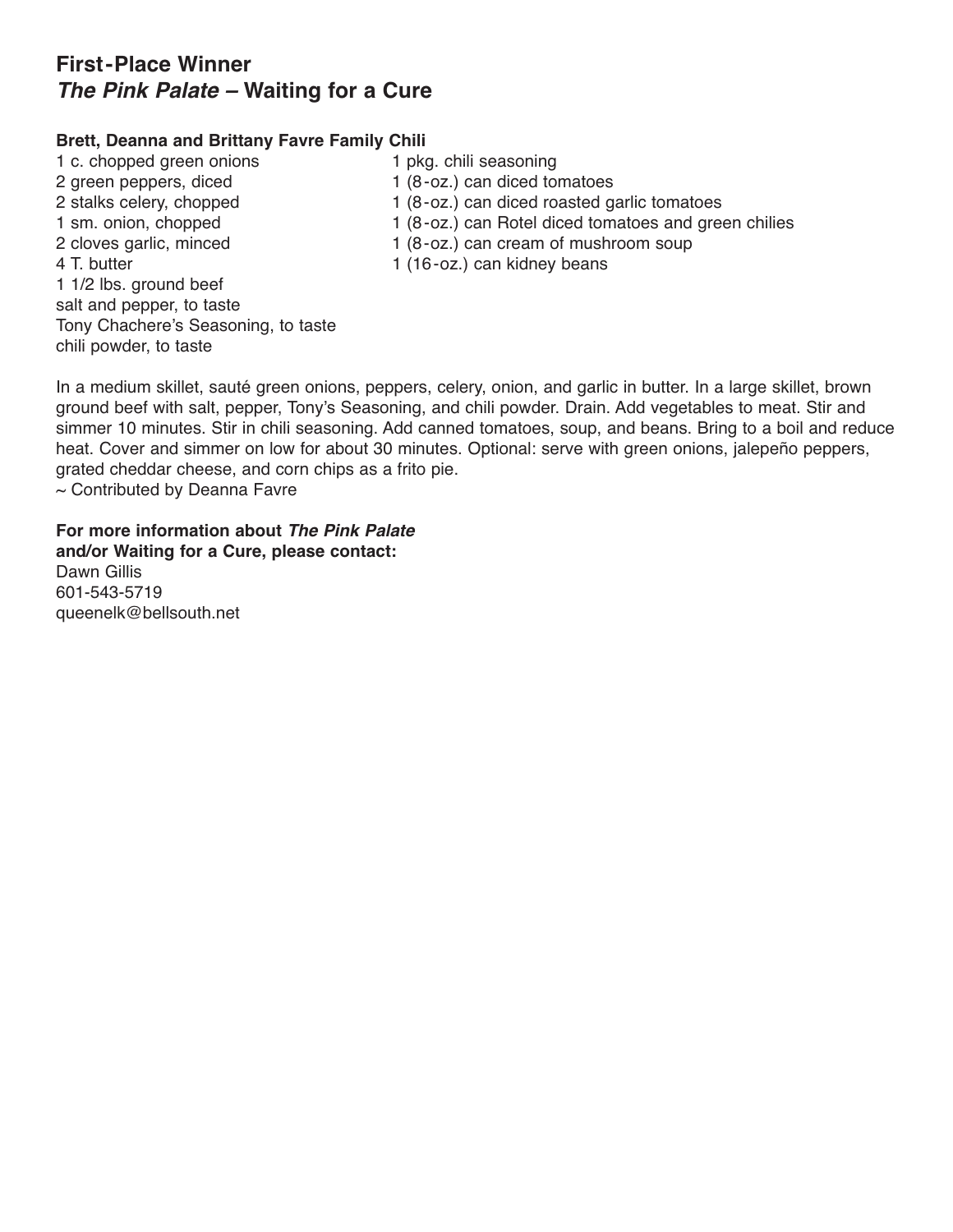## First-Place Winner
## *The Pink Palate* – Waiting for a Cure

**Brett, Deanna and Brittany Favre Family Chili**

1 c. chopped green onions
2 green peppers, diced
2 stalks celery, chopped
1 sm. onion, chopped
2 cloves garlic, minced
4 T. butter
1 1/2 lbs. ground beef
salt and pepper, to taste
Tony Chachere's Seasoning, to taste
chili powder, to taste
1 pkg. chili seasoning
1 (8-oz.) can diced tomatoes
1 (8-oz.) can diced roasted garlic tomatoes
1 (8-oz.) can Rotel diced tomatoes and green chilies
1 (8-oz.) can cream of mushroom soup
1 (16-oz.) can kidney beans

In a medium skillet, sauté green onions, peppers, celery, onion, and garlic in butter. In a large skillet, brown ground beef with salt, pepper, Tony's Seasoning, and chili powder. Drain. Add vegetables to meat. Stir and simmer 10 minutes. Stir in chili seasoning. Add canned tomatoes, soup, and beans. Bring to a boil and reduce heat. Cover and simmer on low for about 30 minutes. Optional: serve with green onions, jalepeño peppers, grated cheddar cheese, and corn chips as a frito pie.
~ Contributed by Deanna Favre

**For more information about *The Pink Palate* and/or Waiting for a Cure, please contact:**
Dawn Gillis
601-543-5719
queenelk@bellsouth.net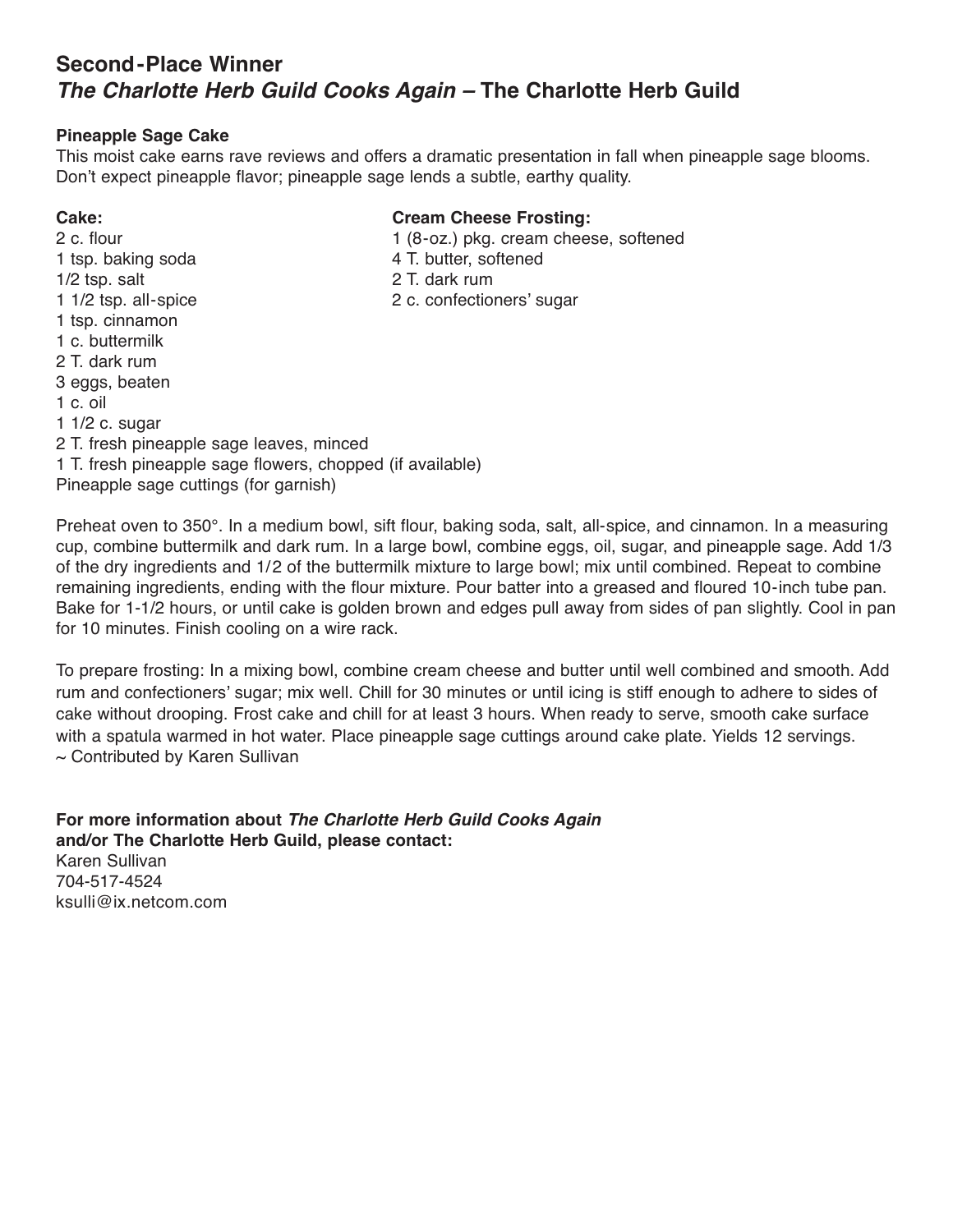## Second-Place Winner
## *The Charlotte Herb Guild Cooks Again* – The Charlotte Herb Guild

**Pineapple Sage Cake**

This moist cake earns rave reviews and offers a dramatic presentation in fall when pineapple sage blooms. Don't expect pineapple flavor; pineapple sage lends a subtle, earthy quality.

**Cake:**

2 c. flour
1 tsp. baking soda
1/2 tsp. salt
1 1/2 tsp. all-spice
1 tsp. cinnamon
1 c. buttermilk
2 T. dark rum
3 eggs, beaten
1 c. oil
1 1/2 c. sugar
2 T. fresh pineapple sage leaves, minced
1 T. fresh pineapple sage flowers, chopped (if available)
Pineapple sage cuttings (for garnish)

**Cream Cheese Frosting:**

1 (8-oz.) pkg. cream cheese, softened
4 T. butter, softened
2 T. dark rum
2 c. confectioners' sugar

Preheat oven to 350°. In a medium bowl, sift flour, baking soda, salt, all-spice, and cinnamon. In a measuring cup, combine buttermilk and dark rum. In a large bowl, combine eggs, oil, sugar, and pineapple sage. Add 1/3 of the dry ingredients and 1/2 of the buttermilk mixture to large bowl; mix until combined. Repeat to combine remaining ingredients, ending with the flour mixture. Pour batter into a greased and floured 10-inch tube pan. Bake for 1-1/2 hours, or until cake is golden brown and edges pull away from sides of pan slightly. Cool in pan for 10 minutes. Finish cooling on a wire rack.

To prepare frosting: In a mixing bowl, combine cream cheese and butter until well combined and smooth. Add rum and confectioners' sugar; mix well. Chill for 30 minutes or until icing is stiff enough to adhere to sides of cake without drooping. Frost cake and chill for at least 3 hours. When ready to serve, smooth cake surface with a spatula warmed in hot water. Place pineapple sage cuttings around cake plate. Yields 12 servings.
~ Contributed by Karen Sullivan

**For more information about *The Charlotte Herb Guild Cooks Again* and/or The Charlotte Herb Guild, please contact:**
Karen Sullivan
704-517-4524
ksulli@ix.netcom.com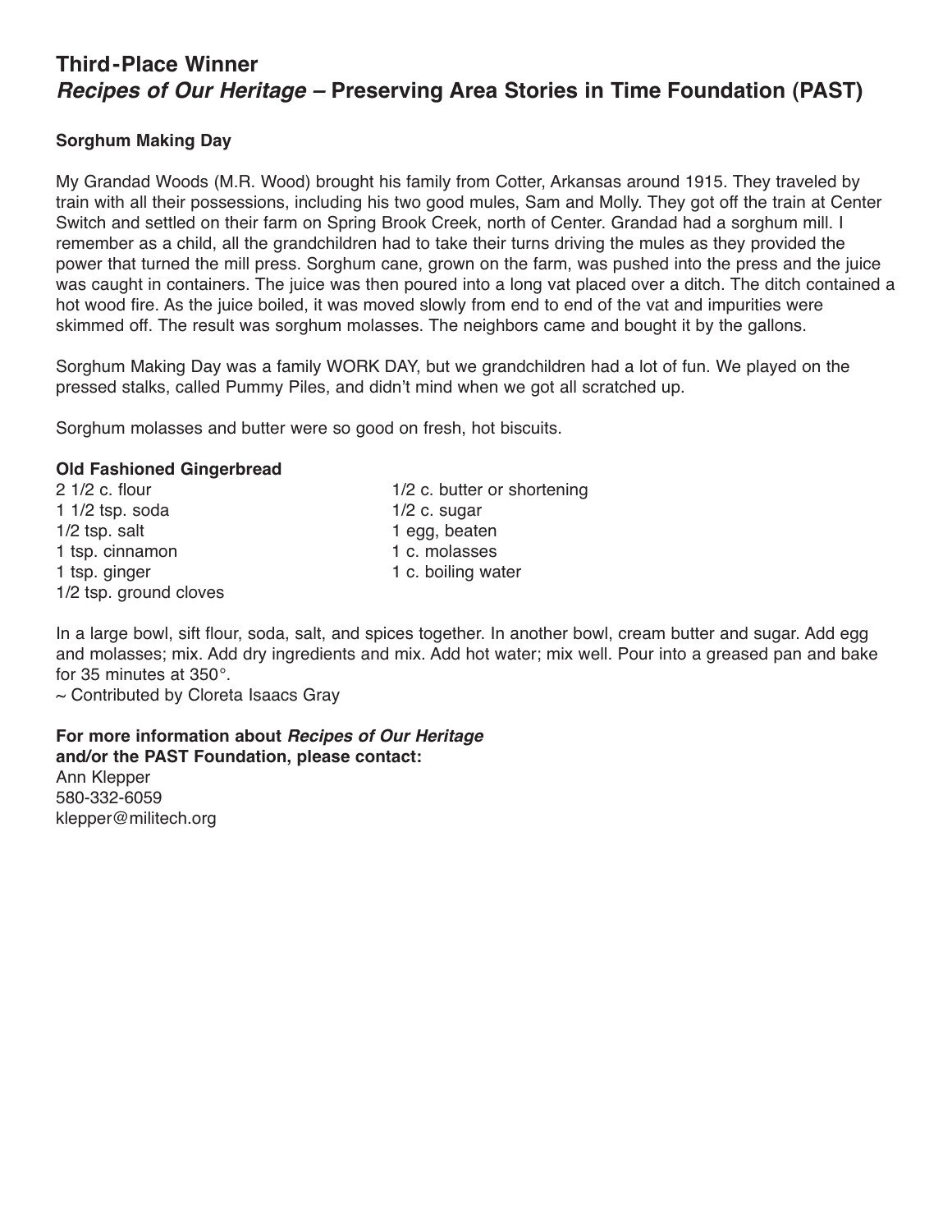## Third-Place Winner
## *Recipes of Our Heritage* – Preserving Area Stories in Time Foundation (PAST)

**Sorghum Making Day**

My Grandad Woods (M.R. Wood) brought his family from Cotter, Arkansas around 1915. They traveled by train with all their possessions, including his two good mules, Sam and Molly. They got off the train at Center Switch and settled on their farm on Spring Brook Creek, north of Center. Grandad had a sorghum mill. I remember as a child, all the grandchildren had to take their turns driving the mules as they provided the power that turned the mill press. Sorghum cane, grown on the farm, was pushed into the press and the juice was caught in containers. The juice was then poured into a long vat placed over a ditch. The ditch contained a hot wood fire. As the juice boiled, it was moved slowly from end to end of the vat and impurities were skimmed off. The result was sorghum molasses. The neighbors came and bought it by the gallons.

Sorghum Making Day was a family WORK DAY, but we grandchildren had a lot of fun. We played on the pressed stalks, called Pummy Piles, and didn't mind when we got all scratched up.

Sorghum molasses and butter were so good on fresh, hot biscuits.

**Old Fashioned Gingerbread**

2 1/2 c. flour
1 1/2 tsp. soda
1/2 tsp. salt
1 tsp. cinnamon
1 tsp. ginger
1/2 tsp. ground cloves
1/2 c. butter or shortening
1/2 c. sugar
1 egg, beaten
1 c. molasses
1 c. boiling water

In a large bowl, sift flour, soda, salt, and spices together. In another bowl, cream butter and sugar. Add egg and molasses; mix. Add dry ingredients and mix. Add hot water; mix well. Pour into a greased pan and bake for 35 minutes at 350°.
~ Contributed by Cloreta Isaacs Gray

**For more information about *Recipes of Our Heritage* and/or the PAST Foundation, please contact:**
Ann Klepper
580-332-6059
klepper@militech.org